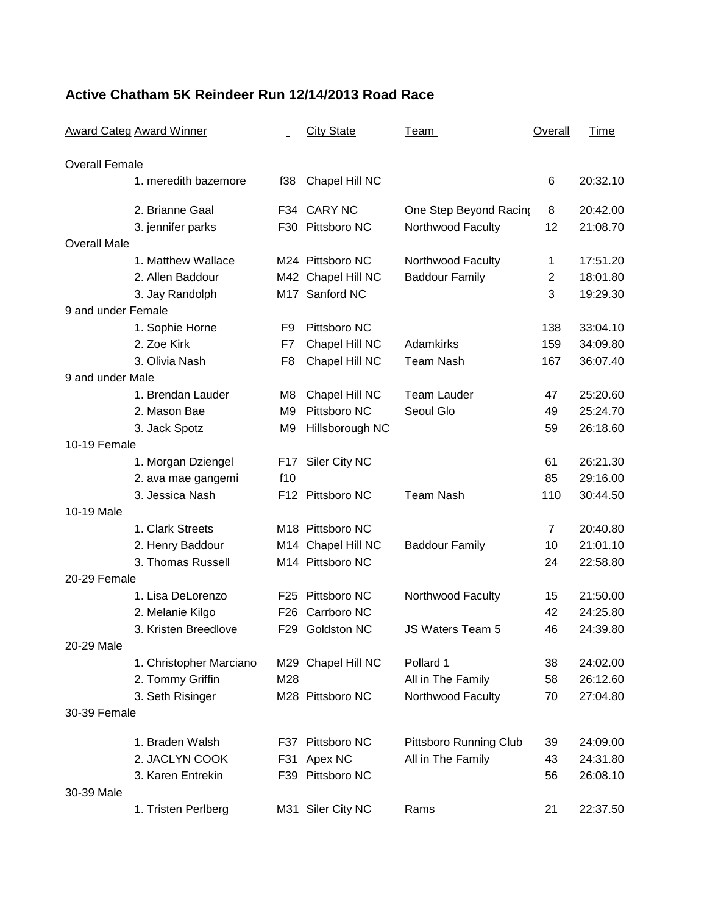## Active Chatham 5K Reindeer Run 12/14/2013 Road Race

| Award Categ | Award Winner | | City State | Team | Overall | Time |
|---|---|---|---|---|---|---|
| Overall Female | | | | | | |
| | 1. meredith bazemore | f38 | Chapel Hill NC | | 6 | 20:32.10 |
| | 2. Brianne Gaal | F34 | CARY NC | One Step Beyond Racing | 8 | 20:42.00 |
| | 3. jennifer parks | F30 | Pittsboro NC | Northwood Faculty | 12 | 21:08.70 |
| Overall Male | | | | | | |
| | 1. Matthew Wallace | M24 | Pittsboro NC | Northwood Faculty | 1 | 17:51.20 |
| | 2. Allen Baddour | M42 | Chapel Hill NC | Baddour Family | 2 | 18:01.80 |
| | 3. Jay Randolph | M17 | Sanford NC | | 3 | 19:29.30 |
| 9 and under Female | | | | | | |
| | 1. Sophie Horne | F9 | Pittsboro NC | | 138 | 33:04.10 |
| | 2. Zoe Kirk | F7 | Chapel Hill NC | Adamkirks | 159 | 34:09.80 |
| | 3. Olivia Nash | F8 | Chapel Hill NC | Team Nash | 167 | 36:07.40 |
| 9 and under Male | | | | | | |
| | 1. Brendan Lauder | M8 | Chapel Hill NC | Team Lauder | 47 | 25:20.60 |
| | 2. Mason Bae | M9 | Pittsboro NC | Seoul Glo | 49 | 25:24.70 |
| | 3. Jack Spotz | M9 | Hillsborough NC | | 59 | 26:18.60 |
| 10-19 Female | | | | | | |
| | 1. Morgan Dziengel | F17 | Siler City NC | | 61 | 26:21.30 |
| | 2. ava mae gangemi | f10 | | | 85 | 29:16.00 |
| | 3. Jessica Nash | F12 | Pittsboro NC | Team Nash | 110 | 30:44.50 |
| 10-19 Male | | | | | | |
| | 1. Clark Streets | M18 | Pittsboro NC | | 7 | 20:40.80 |
| | 2. Henry Baddour | M14 | Chapel Hill NC | Baddour Family | 10 | 21:01.10 |
| | 3. Thomas Russell | M14 | Pittsboro NC | | 24 | 22:58.80 |
| 20-29 Female | | | | | | |
| | 1. Lisa DeLorenzo | F25 | Pittsboro NC | Northwood Faculty | 15 | 21:50.00 |
| | 2. Melanie Kilgo | F26 | Carrboro NC | | 42 | 24:25.80 |
| | 3. Kristen Breedlove | F29 | Goldston NC | JS Waters Team 5 | 46 | 24:39.80 |
| 20-29 Male | | | | | | |
| | 1. Christopher Marciano | M29 | Chapel Hill NC | Pollard 1 | 38 | 24:02.00 |
| | 2. Tommy Griffin | M28 | | All in The Family | 58 | 26:12.60 |
| | 3. Seth Risinger | M28 | Pittsboro NC | Northwood Faculty | 70 | 27:04.80 |
| 30-39 Female | | | | | | |
| | 1. Braden Walsh | F37 | Pittsboro NC | Pittsboro Running Club | 39 | 24:09.00 |
| | 2. JACLYN COOK | F31 | Apex NC | All in The Family | 43 | 24:31.80 |
| | 3. Karen Entrekin | F39 | Pittsboro NC | | 56 | 26:08.10 |
| 30-39 Male | | | | | | |
| | 1. Tristen Perlberg | M31 | Siler City NC | Rams | 21 | 22:37.50 |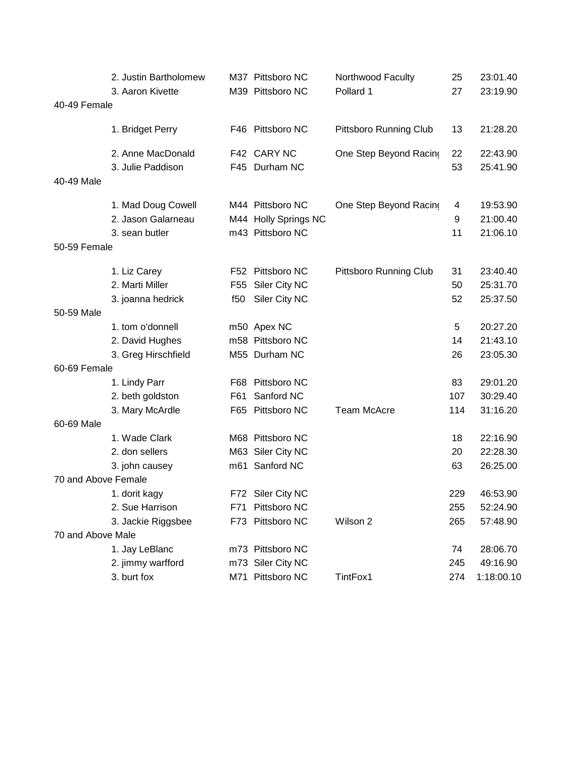| | | | | | |
|---|---|---|---|---|---|
| 2. Justin Bartholomew | M37 | Pittsboro NC | Northwood Faculty | 25 | 23:01.40 |
| 3. Aaron Kivette | M39 | Pittsboro NC | Pollard 1 | 27 | 23:19.90 |

40-49 Female

| | | | | | |
|---|---|---|---|---|---|
| 1. Bridget Perry | F46 | Pittsboro NC | Pittsboro Running Club | 13 | 21:28.20 |
| 2. Anne MacDonald | F42 | CARY NC | One Step Beyond Racin | 22 | 22:43.90 |
| 3. Julie Paddison | F45 | Durham NC | | 53 | 25:41.90 |

40-49 Male

| | | | | | |
|---|---|---|---|---|---|
| 1. Mad Doug Cowell | M44 | Pittsboro NC | One Step Beyond Racin | 4 | 19:53.90 |
| 2. Jason Galarneau | M44 | Holly Springs NC | | 9 | 21:00.40 |
| 3. sean butler | m43 | Pittsboro NC | | 11 | 21:06.10 |

50-59 Female

| | | | | | |
|---|---|---|---|---|---|
| 1. Liz Carey | F52 | Pittsboro NC | Pittsboro Running Club | 31 | 23:40.40 |
| 2. Marti Miller | F55 | Siler City NC | | 50 | 25:31.70 |
| 3. joanna hedrick | f50 | Siler City NC | | 52 | 25:37.50 |

50-59 Male

| | | | | | |
|---|---|---|---|---|---|
| 1. tom o'donnell | m50 | Apex NC | | 5 | 20:27.20 |
| 2. David Hughes | m58 | Pittsboro NC | | 14 | 21:43.10 |
| 3. Greg Hirschfield | M55 | Durham NC | | 26 | 23:05.30 |

60-69 Female

| | | | | | |
|---|---|---|---|---|---|
| 1. Lindy Parr | F68 | Pittsboro NC | | 83 | 29:01.20 |
| 2. beth goldston | F61 | Sanford NC | | 107 | 30:29.40 |
| 3. Mary McArdle | F65 | Pittsboro NC | Team McAcre | 114 | 31:16.20 |

60-69 Male

| | | | | | |
|---|---|---|---|---|---|
| 1. Wade Clark | M68 | Pittsboro NC | | 18 | 22:16.90 |
| 2. don sellers | M63 | Siler City NC | | 20 | 22:28.30 |
| 3. john causey | m61 | Sanford NC | | 63 | 26:25.00 |

70 and Above Female

| | | | | | |
|---|---|---|---|---|---|
| 1. dorit kagy | F72 | Siler City NC | | 229 | 46:53.90 |
| 2. Sue Harrison | F71 | Pittsboro NC | | 255 | 52:24.90 |
| 3. Jackie Riggsbee | F73 | Pittsboro NC | Wilson 2 | 265 | 57:48.90 |

70 and Above Male

| | | | | | |
|---|---|---|---|---|---|
| 1. Jay LeBlanc | m73 | Pittsboro NC | | 74 | 28:06.70 |
| 2. jimmy warfford | m73 | Siler City NC | | 245 | 49:16.90 |
| 3. burt fox | M71 | Pittsboro NC | TintFox1 | 274 | 1:18:00.10 |